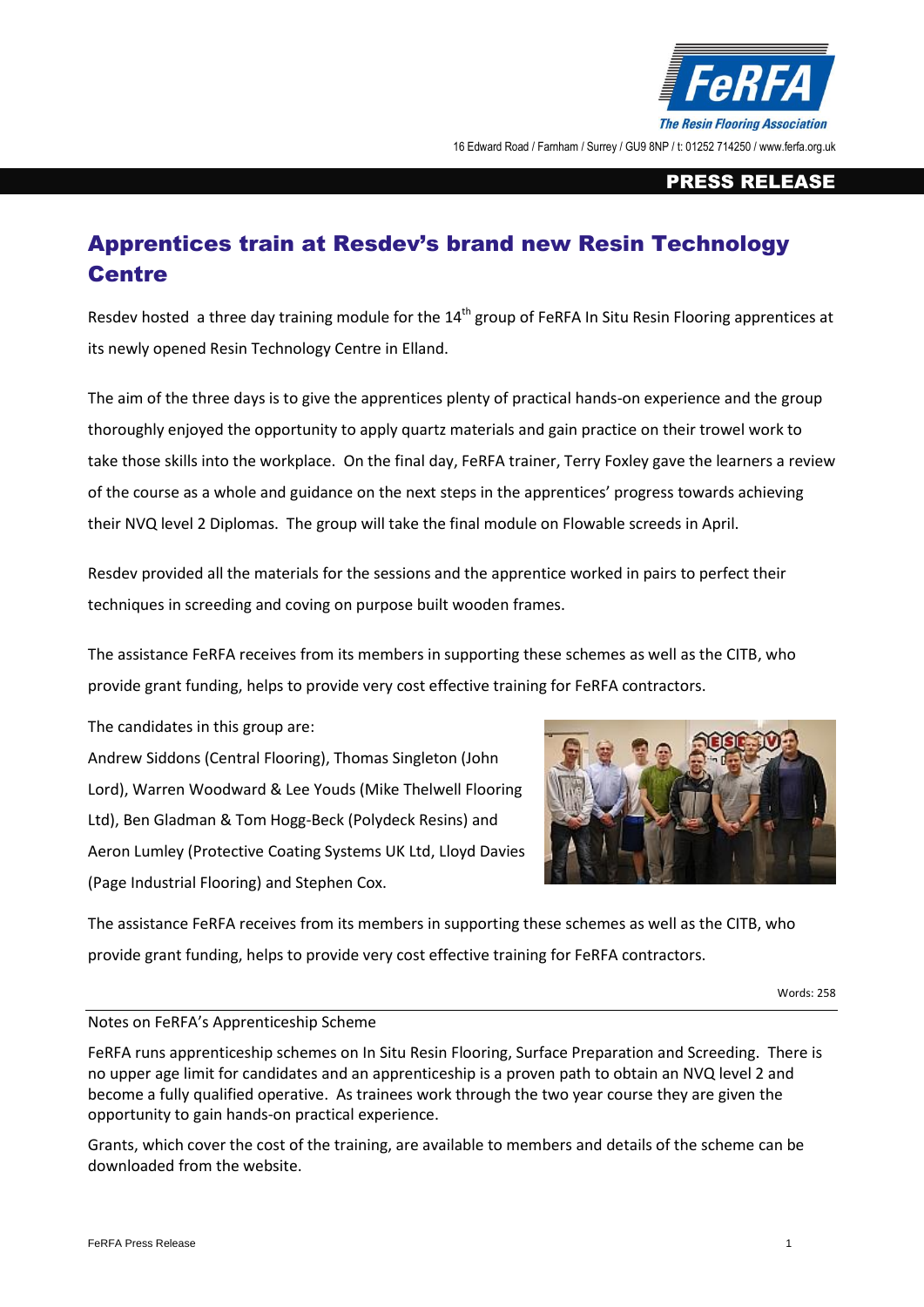FeRFA

The Resin Flooring Association

16 Edward Road / Farnham / Surrey / GU9 8NP / t: 01252 714250 / www.ferfa.org.uk

**PRESS RELEASE**

# Apprentices train at Resdev's brand new Resin Technology Centre

Resdev hosted a three day training module for the 14th group of FeRFA In Situ Resin Flooring apprentices at its newly opened Resin Technology Centre in Elland.

The aim of the three days is to give the apprentices plenty of practical hands-on experience and the group thoroughly enjoyed the opportunity to apply quartz materials and gain practice on their trowel work to take those skills into the workplace. On the final day, FeRFA trainer, Terry Foxley gave the learners a review of the course as a whole and guidance on the next steps in the apprentices' progress towards achieving their NVQ level 2 Diplomas. The group will take the final module on Flowable screeds in April.

Resdev provided all the materials for the sessions and the apprentice worked in pairs to perfect their techniques in screeding and coving on purpose built wooden frames.

The assistance FeRFA receives from its members in supporting these schemes as well as the CITB, who provide grant funding, helps to provide very cost effective training for FeRFA contractors.

The candidates in this group are:

Andrew Siddons (Central Flooring), Thomas Singleton (John Lord), Warren Woodward & Lee Youds (Mike Thelwell Flooring Ltd), Ben Gladman & Tom Hogg-Beck (Polydeck Resins) and Aeron Lumley (Protective Coating Systems UK Ltd, Lloyd Davies (Page Industrial Flooring) and Stephen Cox.

The assistance FeRFA receives from its members in supporting these schemes as well as the CITB, who provide grant funding, helps to provide very cost effective training for FeRFA contractors.

Words: 258

---

Notes on FeRFA's Apprenticeship Scheme

FeRFA runs apprenticeship schemes on In Situ Resin Flooring, Surface Preparation and Screeding. There is no upper age limit for candidates and an apprenticeship is a proven path to obtain an NVQ level 2 and become a fully qualified operative. As trainees work through the two year course they are given the opportunity to gain hands-on practical experience.

Grants, which cover the cost of the training, are available to members and details of the scheme can be downloaded from the website.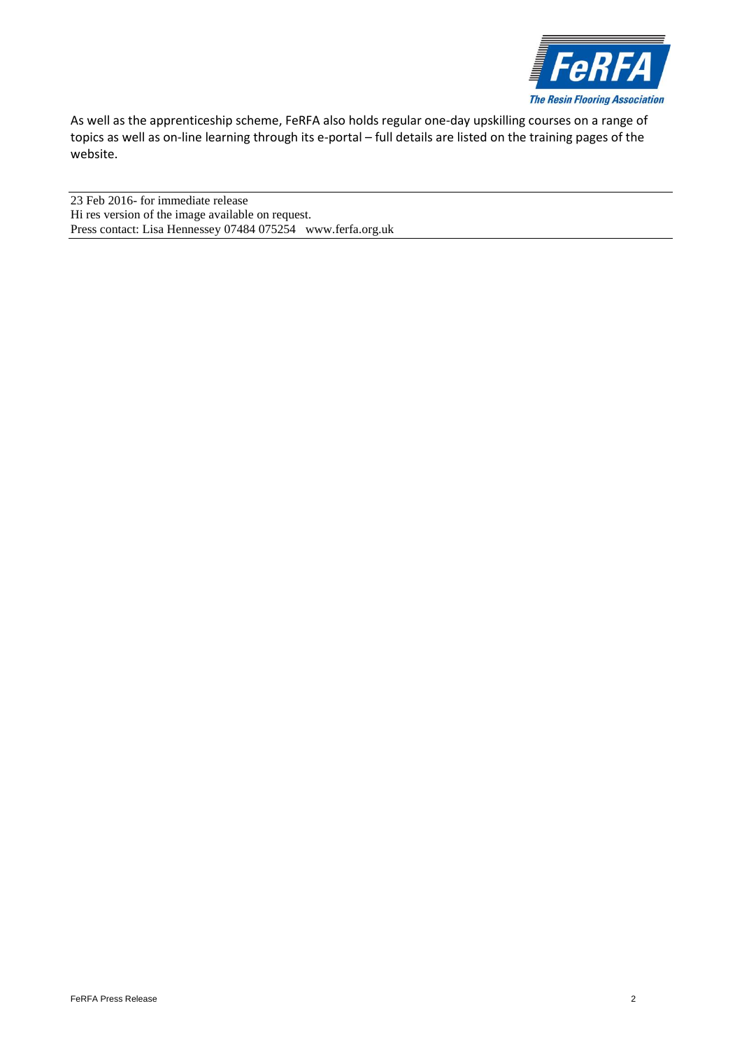As well as the apprenticeship scheme, FeRFA also holds regular one-day upskilling courses on a range of topics as well as on-line learning through its e-portal – full details are listed on the training pages of the website.

---

23 Feb 2016- for immediate release
Hi res version of the image available on request.
Press contact: Lisa Hennessey 07484 075254 www.ferfa.org.uk

---